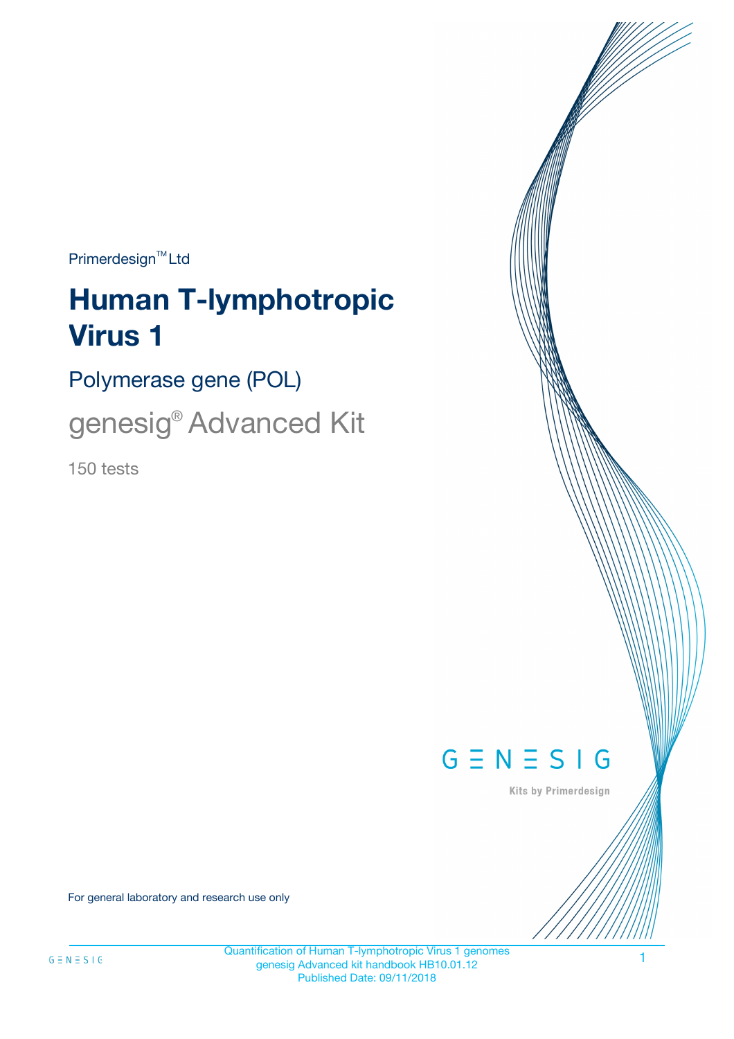Primerdesign™ Ltd

# Human T-lymphotropic Virus 1

## Polymerase gene (POL)

## genesig® Advanced Kit

150 tests

GENESIG

Kits by Primerdesign

For general laboratory and research use only

Quantification of Human T-lymphotropic Virus 1 genomes
genesig Advanced kit handbook HB10.01.12
Published Date: 09/11/2018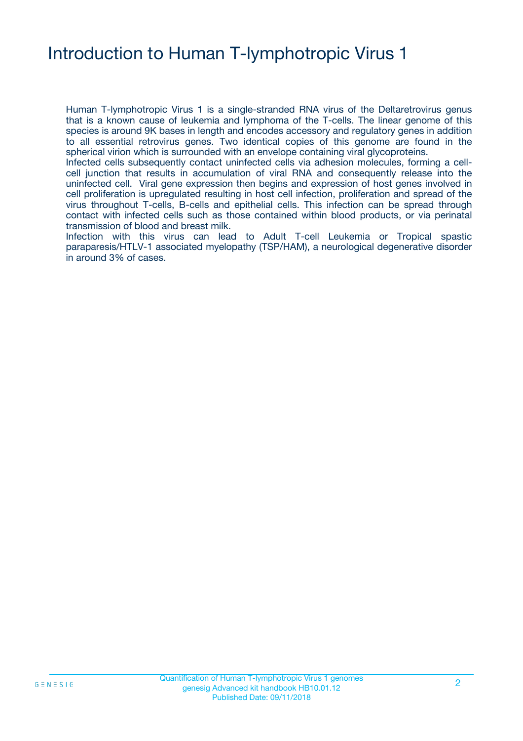# Introduction to Human T-lymphotropic Virus 1

Human T-lymphotropic Virus 1 is a single-stranded RNA virus of the Deltaretrovirus genus that is a known cause of leukemia and lymphoma of the T-cells. The linear genome of this species is around 9K bases in length and encodes accessory and regulatory genes in addition to all essential retrovirus genes. Two identical copies of this genome are found in the spherical virion which is surrounded with an envelope containing viral glycoproteins.

Infected cells subsequently contact uninfected cells via adhesion molecules, forming a cell-cell junction that results in accumulation of viral RNA and consequently release into the uninfected cell. Viral gene expression then begins and expression of host genes involved in cell proliferation is upregulated resulting in host cell infection, proliferation and spread of the virus throughout T-cells, B-cells and epithelial cells. This infection can be spread through contact with infected cells such as those contained within blood products, or via perinatal transmission of blood and breast milk.

Infection with this virus can lead to Adult T-cell Leukemia or Tropical spastic paraparesis/HTLV-1 associated myelopathy (TSP/HAM), a neurological degenerative disorder in around 3% of cases.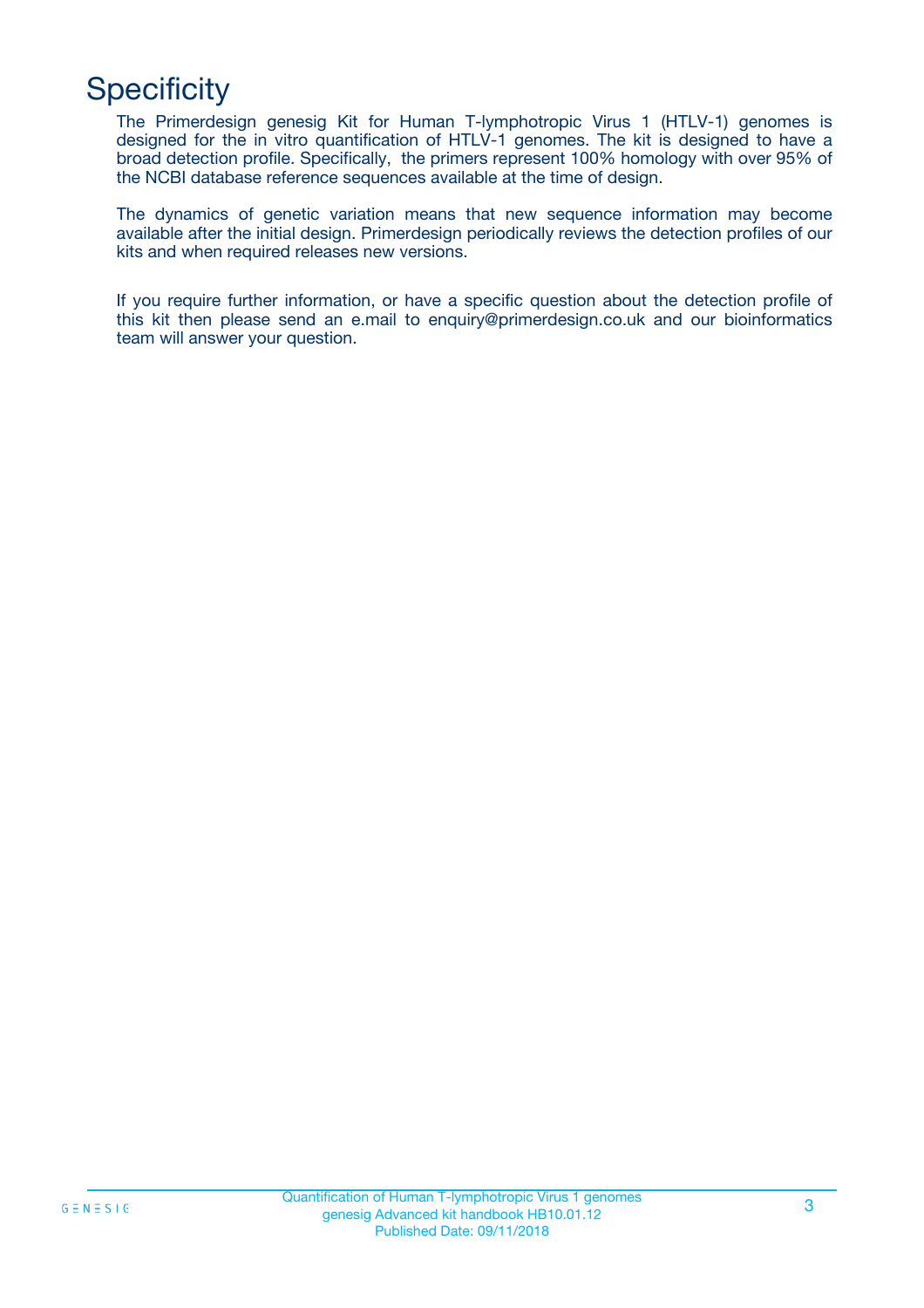# Specificity

The Primerdesign genesig Kit for Human T-lymphotropic Virus 1 (HTLV-1) genomes is designed for the in vitro quantification of HTLV-1 genomes. The kit is designed to have a broad detection profile. Specifically, the primers represent 100% homology with over 95% of the NCBI database reference sequences available at the time of design.

The dynamics of genetic variation means that new sequence information may become available after the initial design. Primerdesign periodically reviews the detection profiles of our kits and when required releases new versions.

If you require further information, or have a specific question about the detection profile of this kit then please send an e.mail to enquiry@primerdesign.co.uk and our bioinformatics team will answer your question.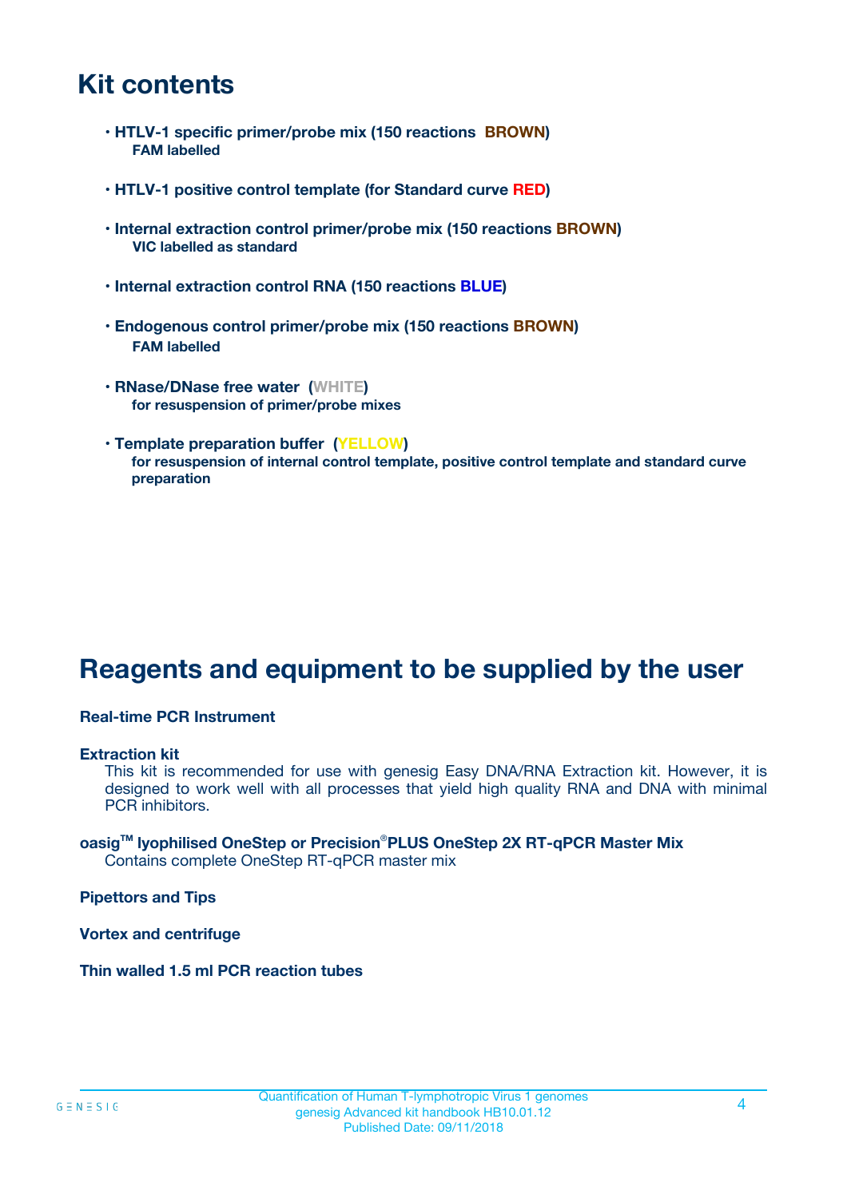# Kit contents

- **HTLV-1 specific primer/probe mix (150 reactions BROWN)**
  **FAM labelled**

- **HTLV-1 positive control template (for Standard curve RED)**

- **Internal extraction control primer/probe mix (150 reactions BROWN)**
  **VIC labelled as standard**

- **Internal extraction control RNA (150 reactions BLUE)**

- **Endogenous control primer/probe mix (150 reactions BROWN)**
  **FAM labelled**

- **RNase/DNase free water (WHITE)**
  **for resuspension of primer/probe mixes**

- **Template preparation buffer (YELLOW)**
  **for resuspension of internal control template, positive control template and standard curve preparation**

# Reagents and equipment to be supplied by the user

**Real-time PCR Instrument**

**Extraction kit**

This kit is recommended for use with genesig Easy DNA/RNA Extraction kit. However, it is designed to work well with all processes that yield high quality RNA and DNA with minimal PCR inhibitors.

**oasig™ lyophilised OneStep or Precision®PLUS OneStep 2X RT-qPCR Master Mix**

Contains complete OneStep RT-qPCR master mix

**Pipettors and Tips**

**Vortex and centrifuge**

**Thin walled 1.5 ml PCR reaction tubes**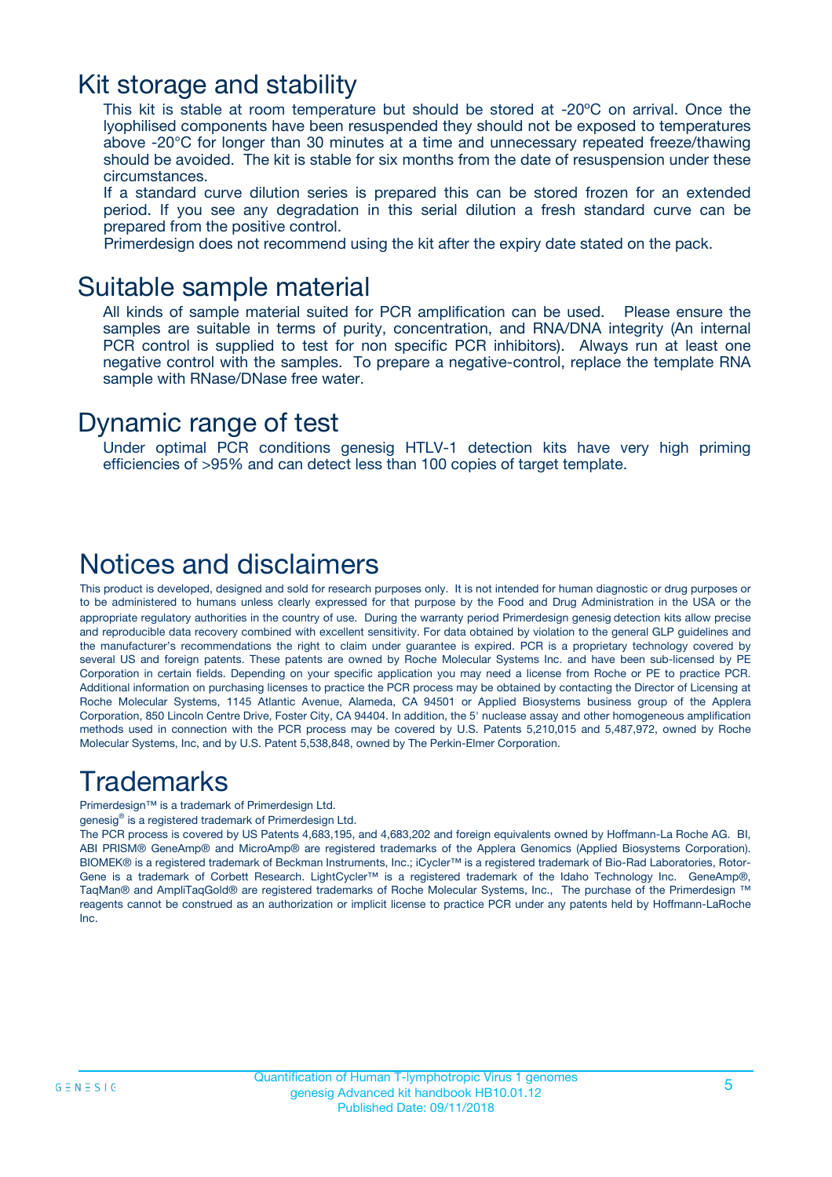## Kit storage and stability

This kit is stable at room temperature but should be stored at -20ºC on arrival. Once the lyophilised components have been resuspended they should not be exposed to temperatures above -20°C for longer than 30 minutes at a time and unnecessary repeated freeze/thawing should be avoided. The kit is stable for six months from the date of resuspension under these circumstances.

If a standard curve dilution series is prepared this can be stored frozen for an extended period. If you see any degradation in this serial dilution a fresh standard curve can be prepared from the positive control.

Primerdesign does not recommend using the kit after the expiry date stated on the pack.

## Suitable sample material

All kinds of sample material suited for PCR amplification can be used. Please ensure the samples are suitable in terms of purity, concentration, and RNA/DNA integrity (An internal PCR control is supplied to test for non specific PCR inhibitors). Always run at least one negative control with the samples. To prepare a negative-control, replace the template RNA sample with RNase/DNase free water.

## Dynamic range of test

Under optimal PCR conditions genesig HTLV-1 detection kits have very high priming efficiencies of >95% and can detect less than 100 copies of target template.

## Notices and disclaimers

This product is developed, designed and sold for research purposes only. It is not intended for human diagnostic or drug purposes or to be administered to humans unless clearly expressed for that purpose by the Food and Drug Administration in the USA or the appropriate regulatory authorities in the country of use. During the warranty period Primerdesign genesig detection kits allow precise and reproducible data recovery combined with excellent sensitivity. For data obtained by violation to the general GLP guidelines and the manufacturer's recommendations the right to claim under guarantee is expired. PCR is a proprietary technology covered by several US and foreign patents. These patents are owned by Roche Molecular Systems Inc. and have been sub-licensed by PE Corporation in certain fields. Depending on your specific application you may need a license from Roche or PE to practice PCR. Additional information on purchasing licenses to practice the PCR process may be obtained by contacting the Director of Licensing at Roche Molecular Systems, 1145 Atlantic Avenue, Alameda, CA 94501 or Applied Biosystems business group of the Applera Corporation, 850 Lincoln Centre Drive, Foster City, CA 94404. In addition, the 5' nuclease assay and other homogeneous amplification methods used in connection with the PCR process may be covered by U.S. Patents 5,210,015 and 5,487,972, owned by Roche Molecular Systems, Inc, and by U.S. Patent 5,538,848, owned by The Perkin-Elmer Corporation.

## Trademarks

Primerdesign™ is a trademark of Primerdesign Ltd.

genesig® is a registered trademark of Primerdesign Ltd.

The PCR process is covered by US Patents 4,683,195, and 4,683,202 and foreign equivalents owned by Hoffmann-La Roche AG. BI, ABI PRISM® GeneAmp® and MicroAmp® are registered trademarks of the Applera Genomics (Applied Biosystems Corporation). BIOMEK® is a registered trademark of Beckman Instruments, Inc.; iCycler™ is a registered trademark of Bio-Rad Laboratories, Rotor-Gene is a trademark of Corbett Research. LightCycler™ is a registered trademark of the Idaho Technology Inc. GeneAmp®, TaqMan® and AmpliTaqGold® are registered trademarks of Roche Molecular Systems, Inc., The purchase of the Primerdesign ™ reagents cannot be construed as an authorization or implicit license to practice PCR under any patents held by Hoffmann-LaRoche Inc.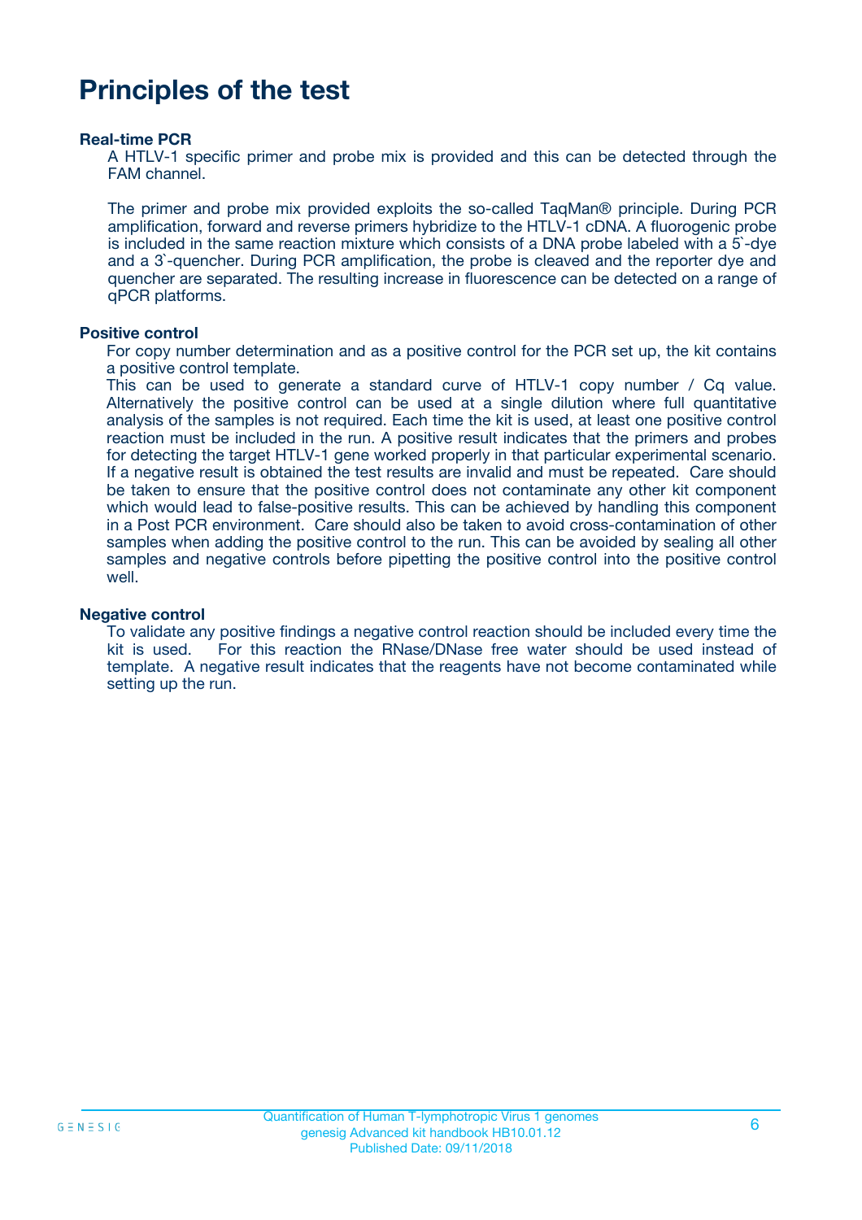# Principles of the test

**Real-time PCR**

A HTLV-1 specific primer and probe mix is provided and this can be detected through the FAM channel.

The primer and probe mix provided exploits the so-called TaqMan® principle. During PCR amplification, forward and reverse primers hybridize to the HTLV-1 cDNA. A fluorogenic probe is included in the same reaction mixture which consists of a DNA probe labeled with a 5`-dye and a 3`-quencher. During PCR amplification, the probe is cleaved and the reporter dye and quencher are separated. The resulting increase in fluorescence can be detected on a range of qPCR platforms.

**Positive control**

For copy number determination and as a positive control for the PCR set up, the kit contains a positive control template.

This can be used to generate a standard curve of HTLV-1 copy number / Cq value. Alternatively the positive control can be used at a single dilution where full quantitative analysis of the samples is not required. Each time the kit is used, at least one positive control reaction must be included in the run. A positive result indicates that the primers and probes for detecting the target HTLV-1 gene worked properly in that particular experimental scenario. If a negative result is obtained the test results are invalid and must be repeated. Care should be taken to ensure that the positive control does not contaminate any other kit component which would lead to false-positive results. This can be achieved by handling this component in a Post PCR environment. Care should also be taken to avoid cross-contamination of other samples when adding the positive control to the run. This can be avoided by sealing all other samples and negative controls before pipetting the positive control into the positive control well.

**Negative control**

To validate any positive findings a negative control reaction should be included every time the kit is used. For this reaction the RNase/DNase free water should be used instead of template. A negative result indicates that the reagents have not become contaminated while setting up the run.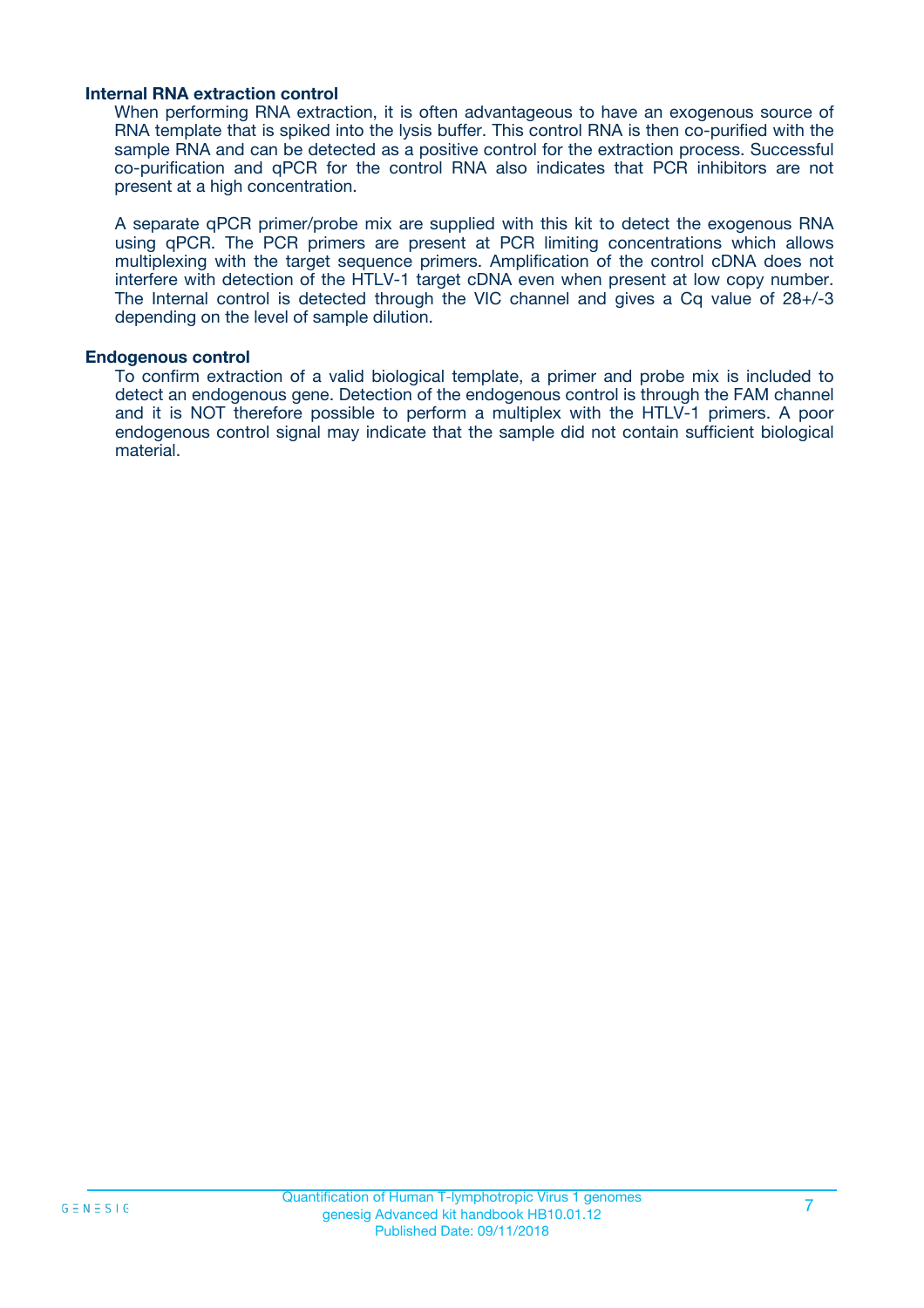### Internal RNA extraction control

When performing RNA extraction, it is often advantageous to have an exogenous source of RNA template that is spiked into the lysis buffer. This control RNA is then co-purified with the sample RNA and can be detected as a positive control for the extraction process. Successful co-purification and qPCR for the control RNA also indicates that PCR inhibitors are not present at a high concentration.

A separate qPCR primer/probe mix are supplied with this kit to detect the exogenous RNA using qPCR. The PCR primers are present at PCR limiting concentrations which allows multiplexing with the target sequence primers. Amplification of the control cDNA does not interfere with detection of the HTLV-1 target cDNA even when present at low copy number. The Internal control is detected through the VIC channel and gives a Cq value of 28+/-3 depending on the level of sample dilution.

### Endogenous control

To confirm extraction of a valid biological template, a primer and probe mix is included to detect an endogenous gene. Detection of the endogenous control is through the FAM channel and it is NOT therefore possible to perform a multiplex with the HTLV-1 primers. A poor endogenous control signal may indicate that the sample did not contain sufficient biological material.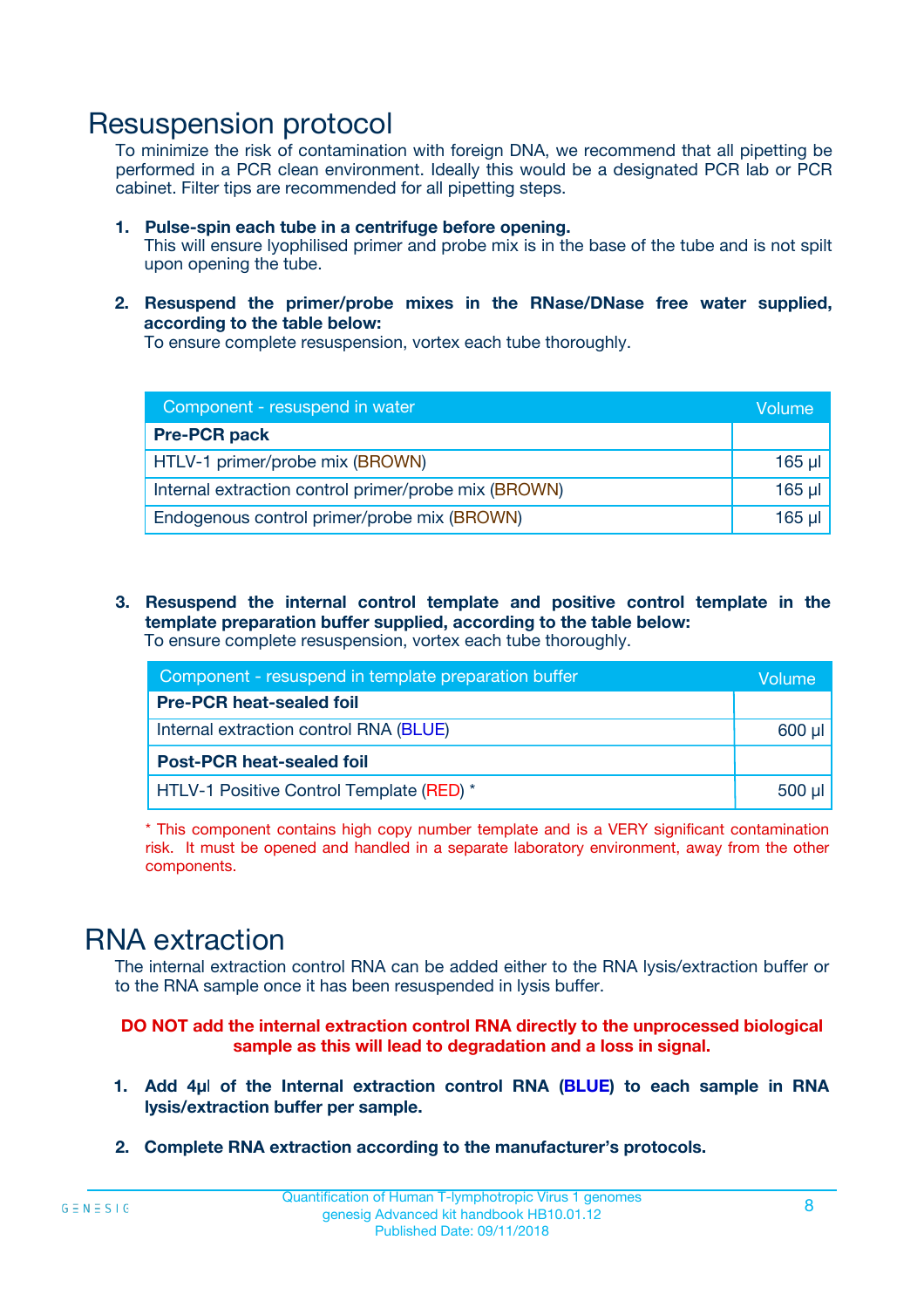# Resuspension protocol

To minimize the risk of contamination with foreign DNA, we recommend that all pipetting be performed in a PCR clean environment. Ideally this would be a designated PCR lab or PCR cabinet. Filter tips are recommended for all pipetting steps.

1. **Pulse-spin each tube in a centrifuge before opening.**
   This will ensure lyophilised primer and probe mix is in the base of the tube and is not spilt upon opening the tube.

2. **Resuspend the primer/probe mixes in the RNase/DNase free water supplied, according to the table below:**
   To ensure complete resuspension, vortex each tube thoroughly.

| Component - resuspend in water | Volume |
|---|---|
| **Pre-PCR pack** | |
| HTLV-1 primer/probe mix (BROWN) | 165 µl |
| Internal extraction control primer/probe mix (BROWN) | 165 µl |
| Endogenous control primer/probe mix (BROWN) | 165 µl |

3. **Resuspend the internal control template and positive control template in the template preparation buffer supplied, according to the table below:**
   To ensure complete resuspension, vortex each tube thoroughly.

| Component - resuspend in template preparation buffer | Volume |
|---|---|
| **Pre-PCR heat-sealed foil** | |
| Internal extraction control RNA (BLUE) | 600 µl |
| **Post-PCR heat-sealed foil** | |
| HTLV-1 Positive Control Template (RED) * | 500 µl |

* This component contains high copy number template and is a VERY significant contamination risk. It must be opened and handled in a separate laboratory environment, away from the other components.

# RNA extraction

The internal extraction control RNA can be added either to the RNA lysis/extraction buffer or to the RNA sample once it has been resuspended in lysis buffer.

**DO NOT add the internal extraction control RNA directly to the unprocessed biological sample as this will lead to degradation and a loss in signal.**

1. **Add 4µl of the Internal extraction control RNA (BLUE) to each sample in RNA lysis/extraction buffer per sample.**

2. **Complete RNA extraction according to the manufacturer's protocols.**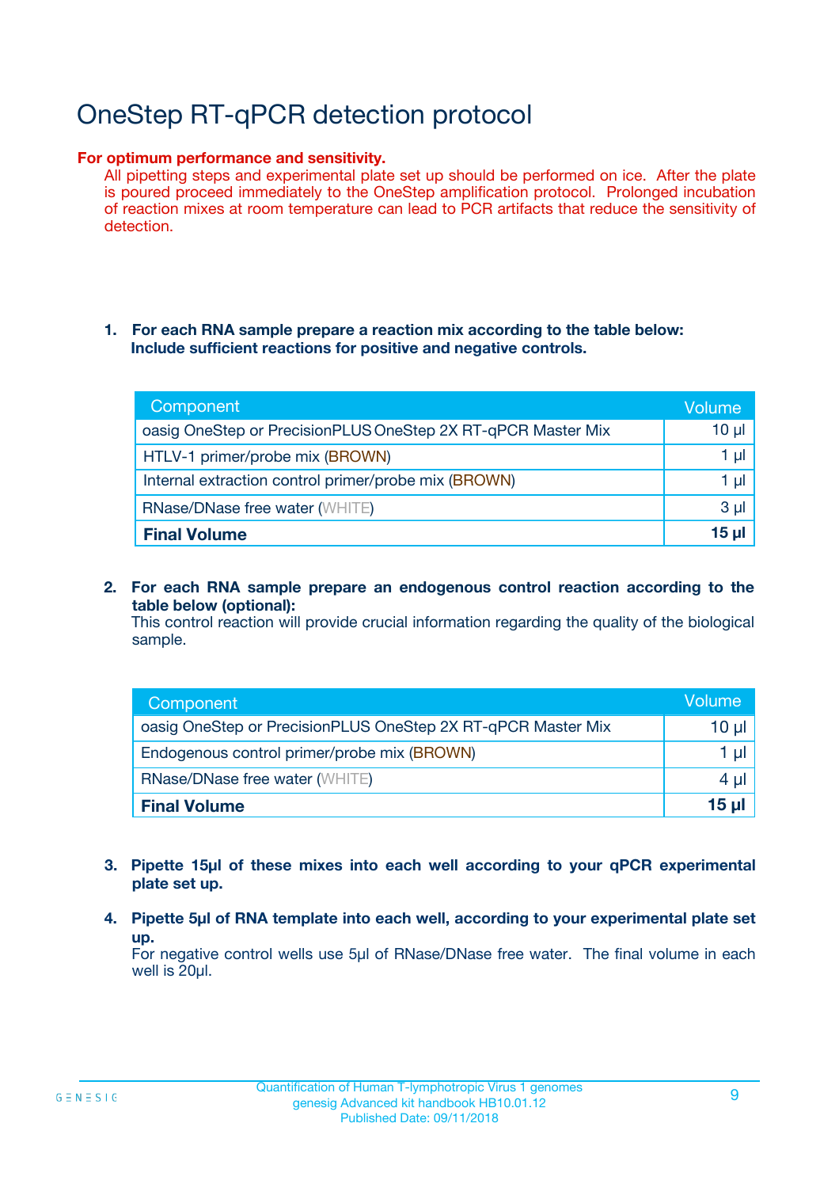# OneStep RT-qPCR detection protocol

**For optimum performance and sensitivity.**

All pipetting steps and experimental plate set up should be performed on ice. After the plate is poured proceed immediately to the OneStep amplification protocol. Prolonged incubation of reaction mixes at room temperature can lead to PCR artifacts that reduce the sensitivity of detection.

1. **For each RNA sample prepare a reaction mix according to the table below: Include sufficient reactions for positive and negative controls.**

| Component | Volume |
|---|---|
| oasig OneStep or PrecisionPLUS OneStep 2X RT-qPCR Master Mix | 10 µl |
| HTLV-1 primer/probe mix (BROWN) | 1 µl |
| Internal extraction control primer/probe mix (BROWN) | 1 µl |
| RNase/DNase free water (WHITE) | 3 µl |
| **Final Volume** | **15 µl** |

2. **For each RNA sample prepare an endogenous control reaction according to the table below (optional):**
   This control reaction will provide crucial information regarding the quality of the biological sample.

| Component | Volume |
|---|---|
| oasig OneStep or PrecisionPLUS OneStep 2X RT-qPCR Master Mix | 10 µl |
| Endogenous control primer/probe mix (BROWN) | 1 µl |
| RNase/DNase free water (WHITE) | 4 µl |
| **Final Volume** | **15 µl** |

3. **Pipette 15µl of these mixes into each well according to your qPCR experimental plate set up.**

4. **Pipette 5µl of RNA template into each well, according to your experimental plate set up.**
   For negative control wells use 5µl of RNase/DNase free water. The final volume in each well is 20µl.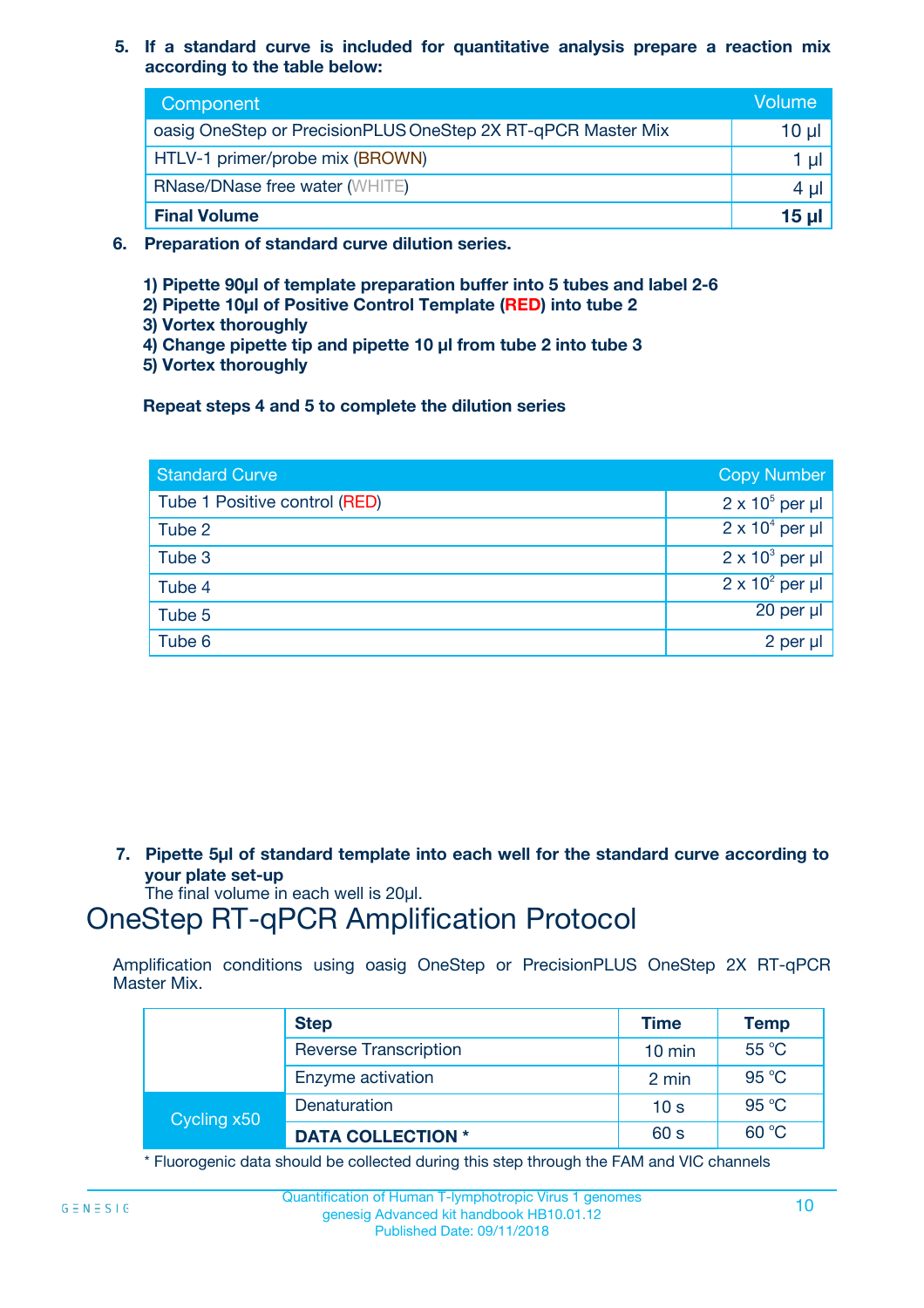5. **If a standard curve is included for quantitative analysis prepare a reaction mix according to the table below:**

| Component | Volume |
|---|---|
| oasig OneStep or PrecisionPLUS OneStep 2X RT-qPCR Master Mix | 10 µl |
| HTLV-1 primer/probe mix (BROWN) | 1 µl |
| RNase/DNase free water (WHITE) | 4 µl |
| **Final Volume** | **15 µl** |

6. **Preparation of standard curve dilution series.**

   **1) Pipette 90µl of template preparation buffer into 5 tubes and label 2-6**
   **2) Pipette 10µl of Positive Control Template (RED) into tube 2**
   **3) Vortex thoroughly**
   **4) Change pipette tip and pipette 10 µl from tube 2 into tube 3**
   **5) Vortex thoroughly**

   **Repeat steps 4 and 5 to complete the dilution series**

| Standard Curve | Copy Number |
|---|---|
| Tube 1 Positive control (RED) | $2 \times 10^5$ per µl |
| Tube 2 | $2 \times 10^4$ per µl |
| Tube 3 | $2 \times 10^3$ per µl |
| Tube 4 | $2 \times 10^2$ per µl |
| Tube 5 | 20 per µl |
| Tube 6 | 2 per µl |

7. **Pipette 5µl of standard template into each well for the standard curve according to your plate set-up**
   The final volume in each well is 20µl.

# OneStep RT-qPCR Amplification Protocol

Amplification conditions using oasig OneStep or PrecisionPLUS OneStep 2X RT-qPCR Master Mix.

| | Step | Time | Temp |
|---|---|---|---|
| | Reverse Transcription | 10 min | 55 °C |
| | Enzyme activation | 2 min | 95 °C |
| Cycling x50 | Denaturation | 10 s | 95 °C |
| | **DATA COLLECTION** * | 60 s | 60 °C |

* Fluorogenic data should be collected during this step through the FAM and VIC channels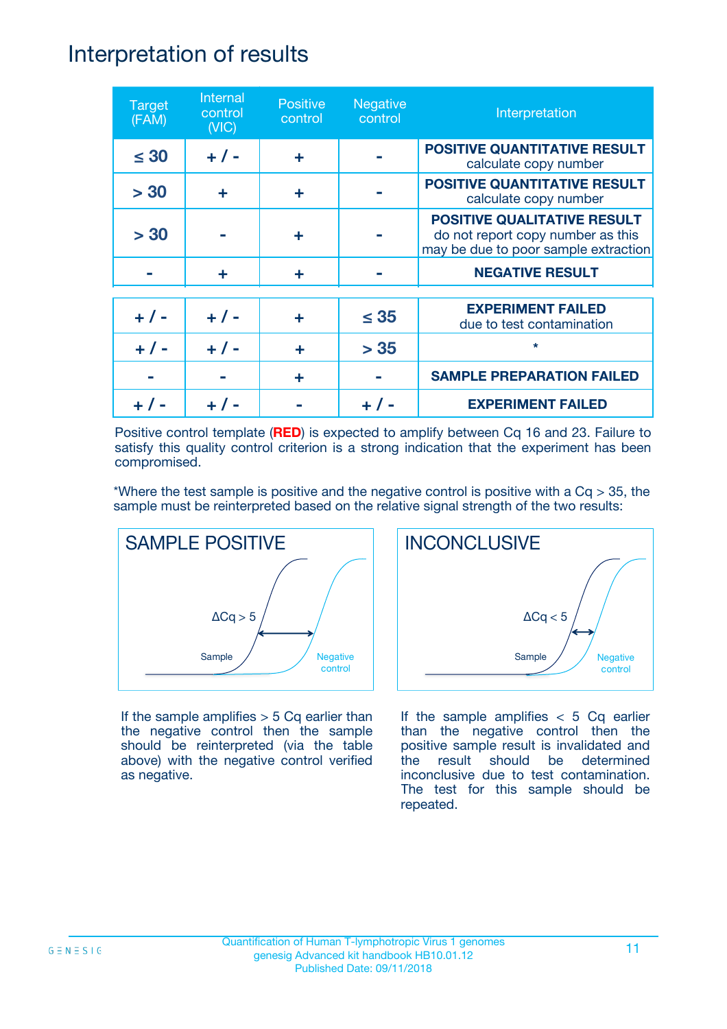# Interpretation of results

| Target (FAM) | Internal control (VIC) | Positive control | Negative control | Interpretation |
|---|---|---|---|---|
| ≤ 30 | + / - | + | - | **POSITIVE QUANTITATIVE RESULT** calculate copy number |
| > 30 | + | + | - | **POSITIVE QUANTITATIVE RESULT** calculate copy number |
| > 30 | - | + | - | **POSITIVE QUALITATIVE RESULT** do not report copy number as this may be due to poor sample extraction |
| - | + | + | - | **NEGATIVE RESULT** |
| + / - | + / - | + | ≤ 35 | **EXPERIMENT FAILED** due to test contamination |
| + / - | + / - | + | > 35 | * |
| - | - | + | - | **SAMPLE PREPARATION FAILED** |
| + / - | + / - | - | + / - | **EXPERIMENT FAILED** |

Positive control template (**RED**) is expected to amplify between Cq 16 and 23. Failure to satisfy this quality control criterion is a strong indication that the experiment has been compromised.

*Where the test sample is positive and the negative control is positive with a Cq > 35, the sample must be reinterpreted based on the relative signal strength of the two results:

**SAMPLE POSITIVE**

ΔCq > 5

Sample — Negative control

If the sample amplifies > 5 Cq earlier than the negative control then the sample should be reinterpreted (via the table above) with the negative control verified as negative.

**INCONCLUSIVE**

ΔCq < 5

Sample — Negative control

If the sample amplifies < 5 Cq earlier than the negative control then the positive sample result is invalidated and the result should be determined inconclusive due to test contamination. The test for this sample should be repeated.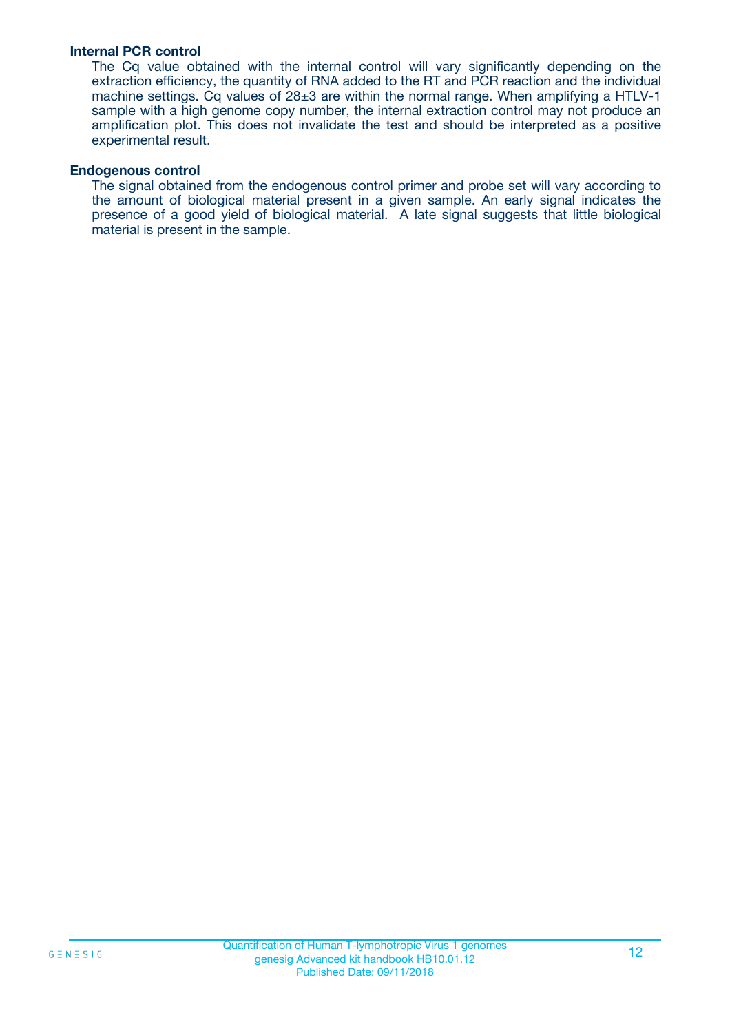**Internal PCR control**

The Cq value obtained with the internal control will vary significantly depending on the extraction efficiency, the quantity of RNA added to the RT and PCR reaction and the individual machine settings. Cq values of 28±3 are within the normal range. When amplifying a HTLV-1 sample with a high genome copy number, the internal extraction control may not produce an amplification plot. This does not invalidate the test and should be interpreted as a positive experimental result.

**Endogenous control**

The signal obtained from the endogenous control primer and probe set will vary according to the amount of biological material present in a given sample. An early signal indicates the presence of a good yield of biological material. A late signal suggests that little biological material is present in the sample.